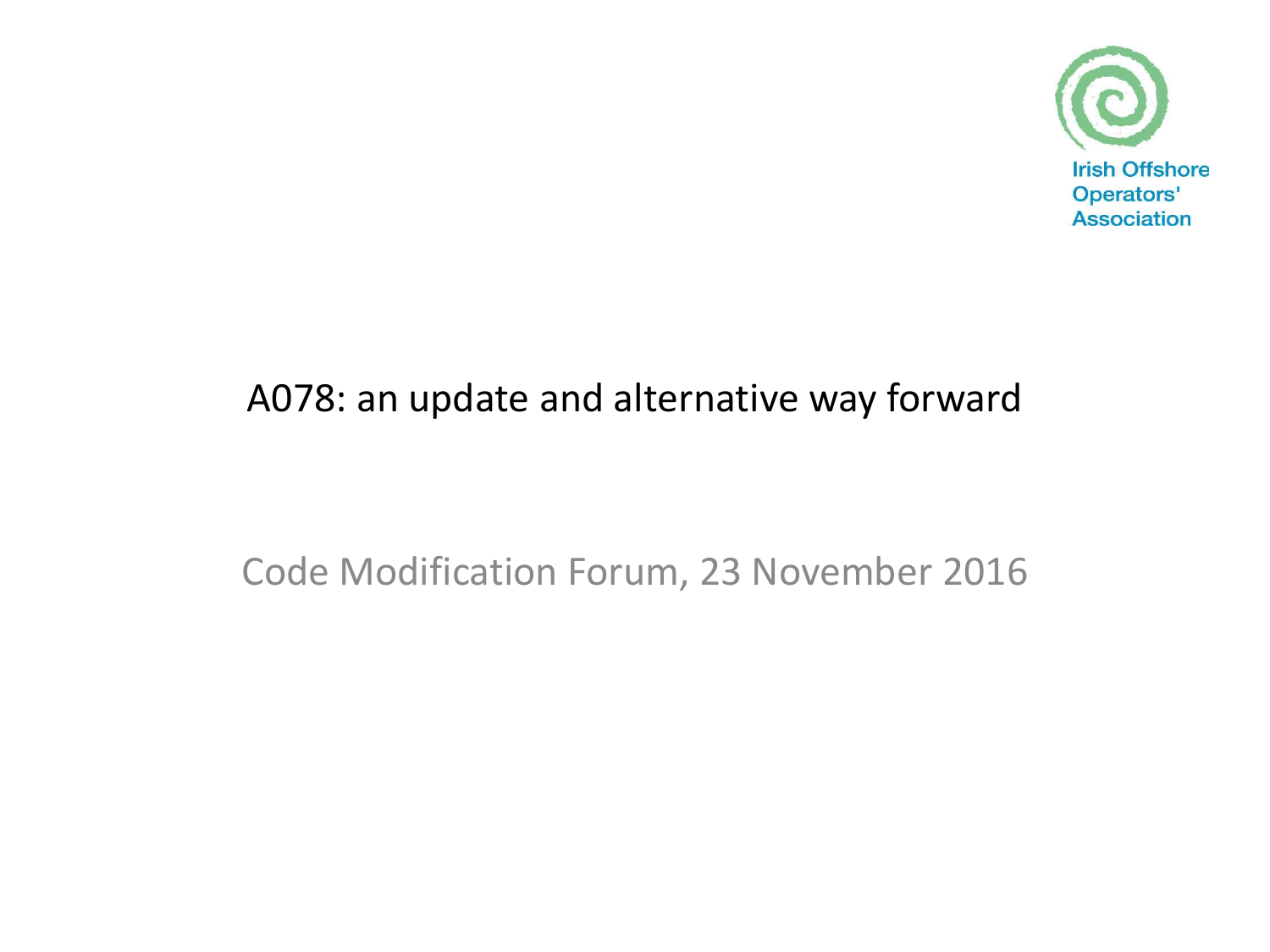Irish Offshore Operators' Association

# A078: an update and alternative way forward

Code Modification Forum, 23 November 2016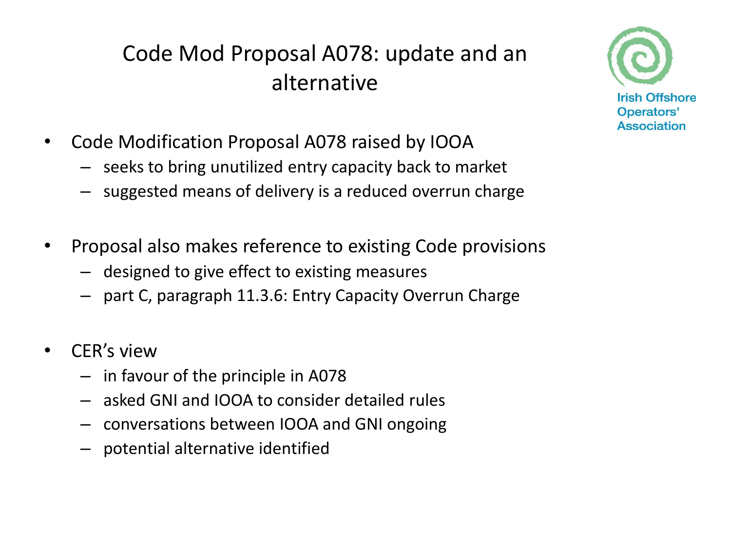# Code Mod Proposal A078: update and an alternative

Irish Offshore Operators' Association

- Code Modification Proposal A078 raised by IOOA
  - seeks to bring unutilized entry capacity back to market
  - suggested means of delivery is a reduced overrun charge

- Proposal also makes reference to existing Code provisions
  - designed to give effect to existing measures
  - part C, paragraph 11.3.6: Entry Capacity Overrun Charge

- CER's view
  - in favour of the principle in A078
  - asked GNI and IOOA to consider detailed rules
  - conversations between IOOA and GNI ongoing
  - potential alternative identified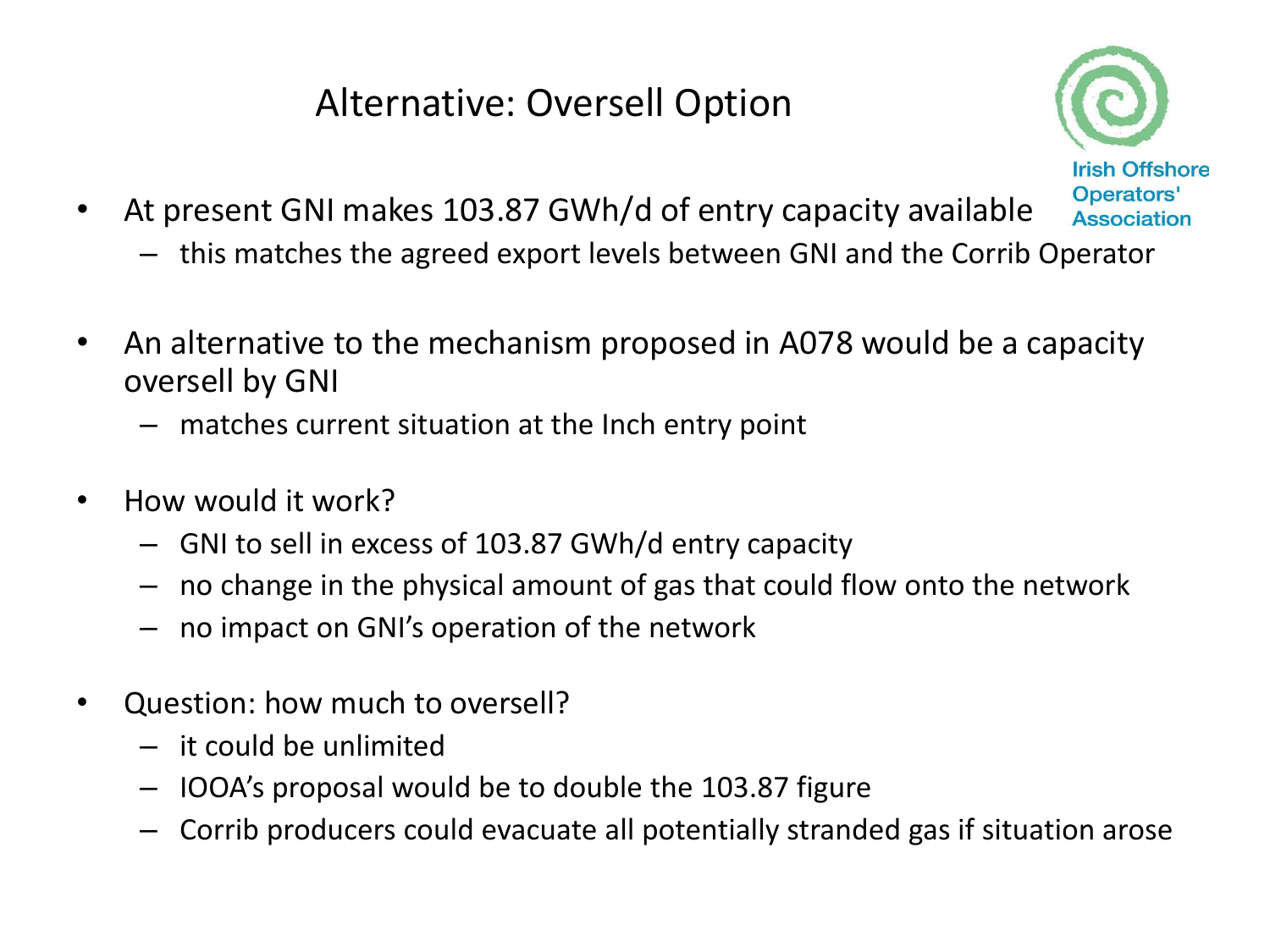# Alternative: Oversell Option

Irish Offshore Operators' Association

- At present GNI makes 103.87 GWh/d of entry capacity available
  - this matches the agreed export levels between GNI and the Corrib Operator
- An alternative to the mechanism proposed in A078 would be a capacity oversell by GNI
  - matches current situation at the Inch entry point
- How would it work?
  - GNI to sell in excess of 103.87 GWh/d entry capacity
  - no change in the physical amount of gas that could flow onto the network
  - no impact on GNI's operation of the network
- Question: how much to oversell?
  - it could be unlimited
  - IOOA's proposal would be to double the 103.87 figure
  - Corrib producers could evacuate all potentially stranded gas if situation arose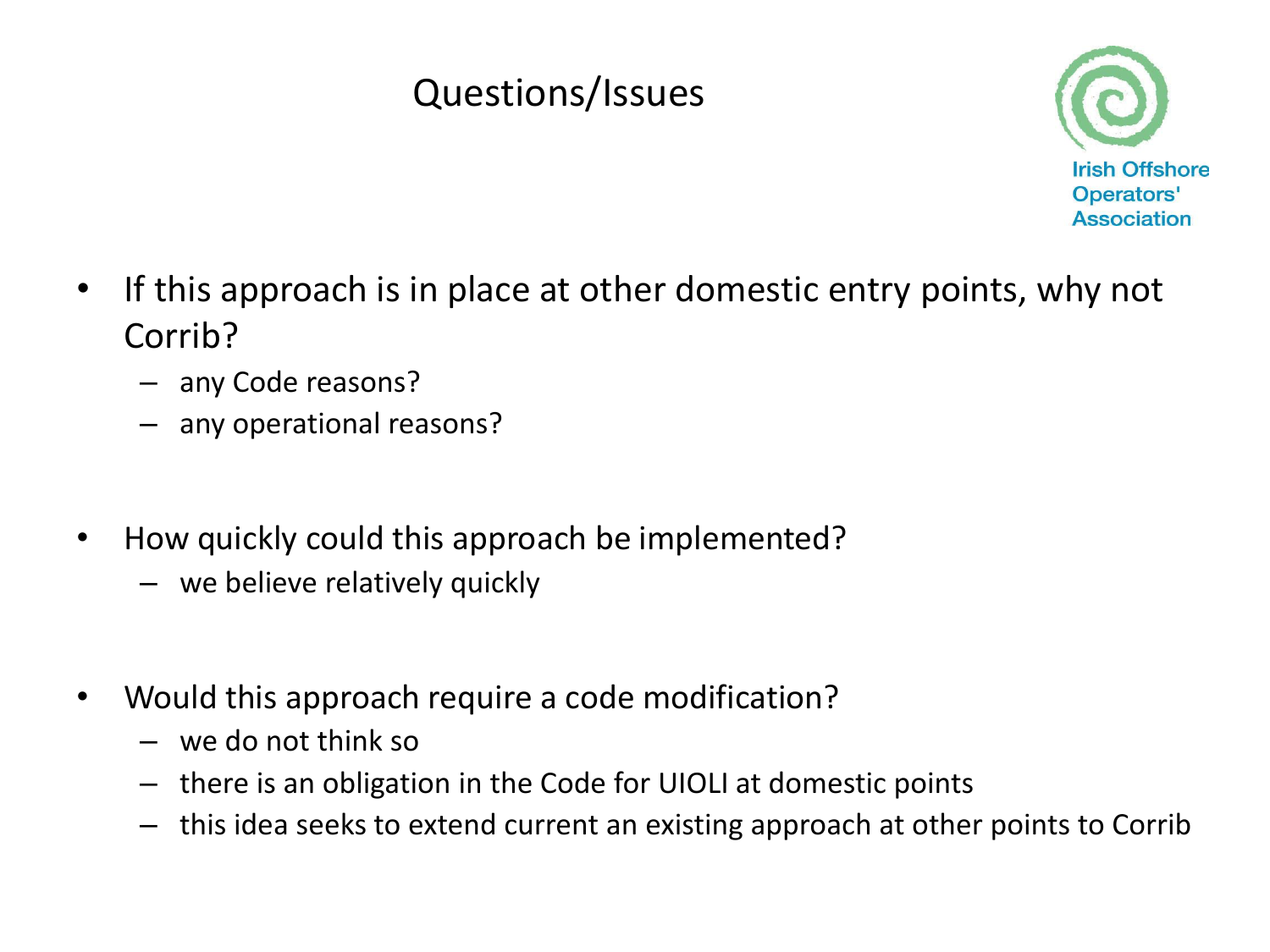# Questions/Issues

Irish Offshore Operators' Association

- If this approach is in place at other domestic entry points, why not Corrib?
  - any Code reasons?
  - any operational reasons?

- How quickly could this approach be implemented?
  - we believe relatively quickly

- Would this approach require a code modification?
  - we do not think so
  - there is an obligation in the Code for UIOLI at domestic points
  - this idea seeks to extend current an existing approach at other points to Corrib